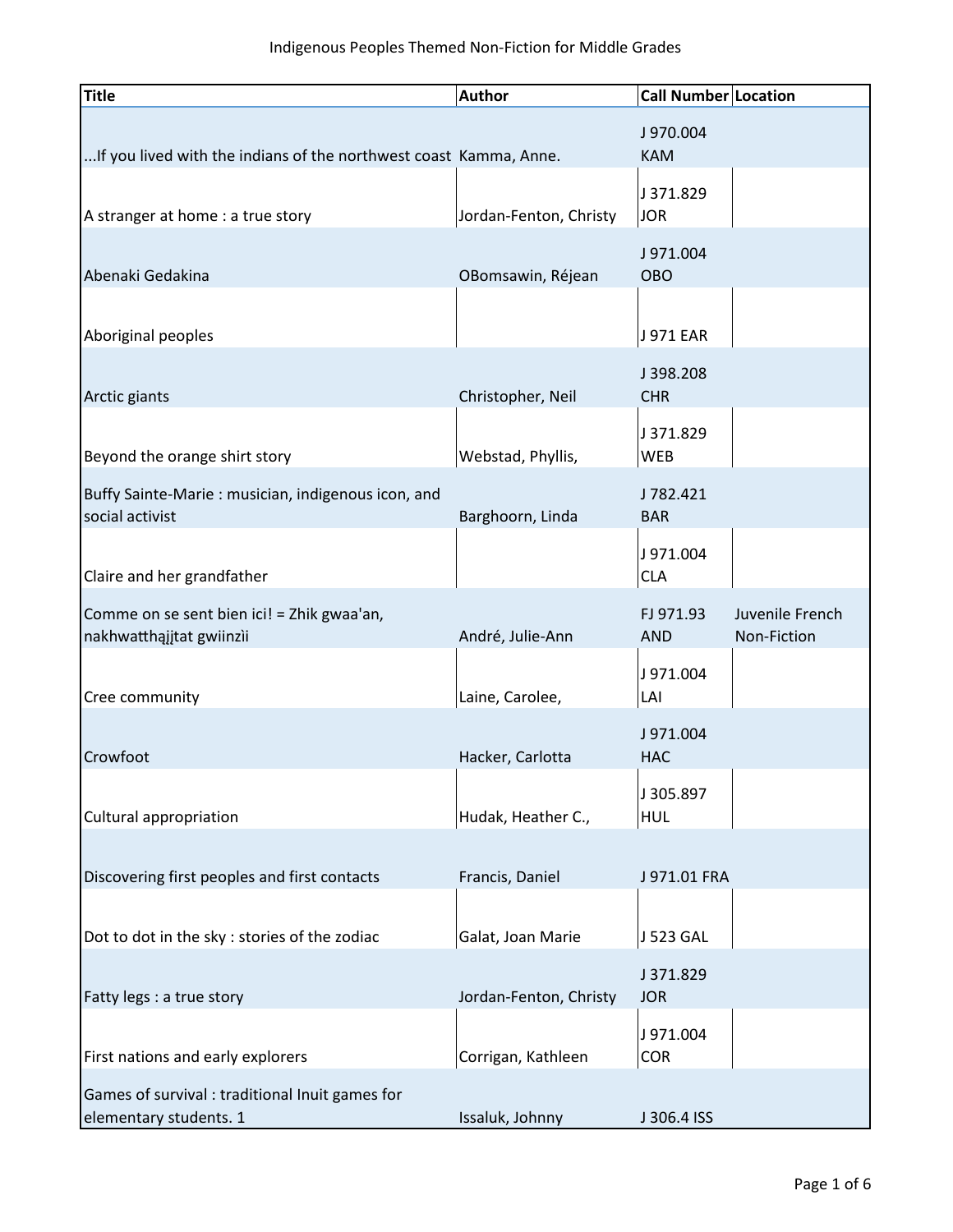Indigenous Peoples Themed Non-Fiction for Middle Grades

| Title | Author | Call Number | Location |
|---|---|---|---|
| ...If you lived with the indians of the northwest coast | Kamma, Anne. | J 970.004 KAM | |
| A stranger at home : a true story | Jordan-Fenton, Christy | J 371.829 JOR | |
| Abenaki Gedakina | OBomsawin, Réjean | J 971.004 OBO | |
| Aboriginal peoples | | J 971 EAR | |
| Arctic giants | Christopher, Neil | J 398.208 CHR | |
| Beyond the orange shirt story | Webstad, Phyllis, | J 371.829 WEB | |
| Buffy Sainte-Marie : musician, indigenous icon, and social activist | Barghoorn, Linda | J 782.421 BAR | |
| Claire and her grandfather | | J 971.004 CLA | |
| Comme on se sent bien ici! = Zhik gwaa'an, nakhwatthąįįtat gwiinzìi | André, Julie-Ann | FJ 971.93 AND | Juvenile French Non-Fiction |
| Cree community | Laine, Carolee, | J 971.004 LAI | |
| Crowfoot | Hacker, Carlotta | J 971.004 HAC | |
| Cultural appropriation | Hudak, Heather C., | J 305.897 HUL | |
| Discovering first peoples and first contacts | Francis, Daniel | J 971.01 FRA | |
| Dot to dot in the sky : stories of the zodiac | Galat, Joan Marie | J 523 GAL | |
| Fatty legs : a true story | Jordan-Fenton, Christy | J 371.829 JOR | |
| First nations and early explorers | Corrigan, Kathleen | J 971.004 COR | |
| Games of survival : traditional Inuit games for elementary students. 1 | Issaluk, Johnny | J 306.4 ISS | |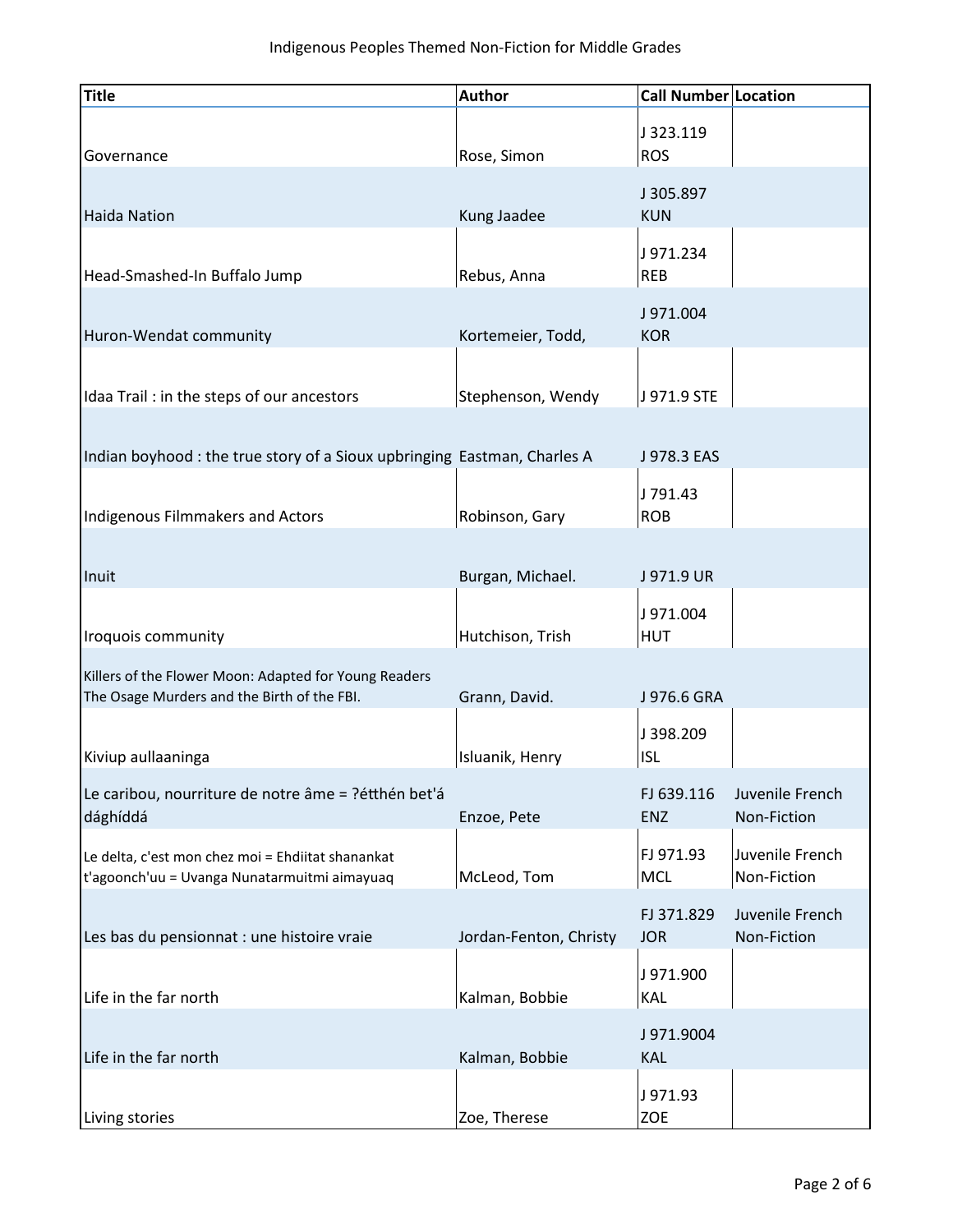| Title | Author | Call Number | Location |
|---|---|---|---|
| Governance | Rose, Simon | J 323.119 ROS | |
| Haida Nation | Kung Jaadee | J 305.897 KUN | |
| Head-Smashed-In Buffalo Jump | Rebus, Anna | J 971.234 REB | |
| Huron-Wendat community | Kortemeier, Todd, | J 971.004 KOR | |
| Idaa Trail : in the steps of our ancestors | Stephenson, Wendy | J 971.9 STE | |
| Indian boyhood : the true story of a Sioux upbringing | Eastman, Charles A | J 978.3 EAS | |
| Indigenous Filmmakers and Actors | Robinson, Gary | J 791.43 ROB | |
| Inuit | Burgan, Michael. | J 971.9 UR | |
| Iroquois community | Hutchison, Trish | J 971.004 HUT | |
| Killers of the Flower Moon: Adapted for Young Readers The Osage Murders and the Birth of the FBI. | Grann, David. | J 976.6 GRA | |
| Kiviup aullaaninga | Isluanik, Henry | J 398.209 ISL | |
| Le caribou, nourriture de notre âme = ?étthén bet'á dághíddá | Enzoe, Pete | FJ 639.116 ENZ | Juvenile French Non-Fiction |
| Le delta, c'est mon chez moi = Ehdiitat shanankat t'agoonch'uu = Uvanga Nunatarmuitmi aimayuaq | McLeod, Tom | FJ 971.93 MCL | Juvenile French Non-Fiction |
| Les bas du pensionnat : une histoire vraie | Jordan-Fenton, Christy | FJ 371.829 JOR | Juvenile French Non-Fiction |
| Life in the far north | Kalman, Bobbie | J 971.900 KAL | |
| Life in the far north | Kalman, Bobbie | J 971.9004 KAL | |
| Living stories | Zoe, Therese | J 971.93 ZOE | |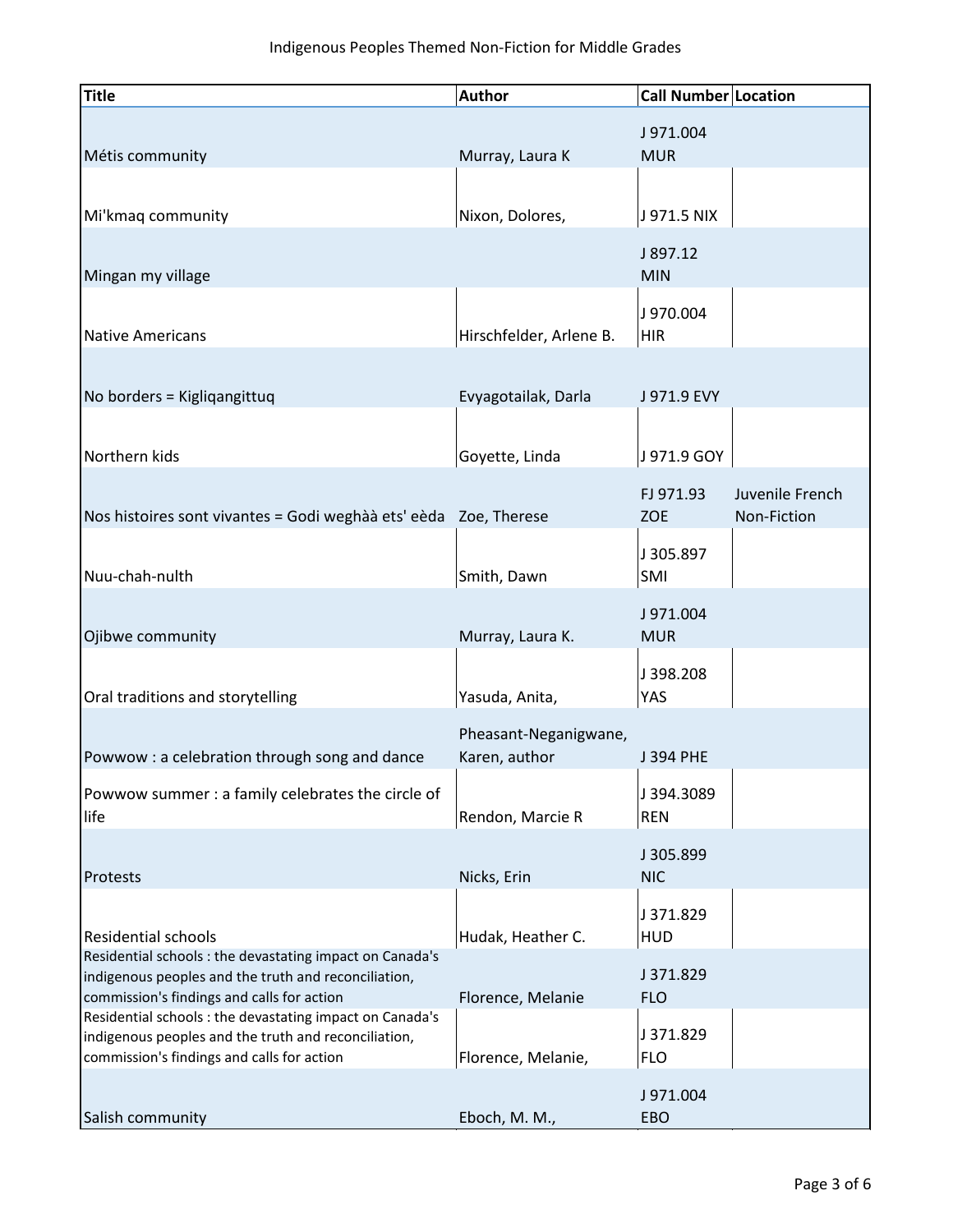| Title | Author | Call Number | Location |
|---|---|---|---|
| Métis community | Murray, Laura K | J 971.004 MUR | |
| Mi'kmaq community | Nixon, Dolores, | J 971.5 NIX | |
| Mingan my village | | J 897.12 MIN | |
| Native Americans | Hirschfelder, Arlene B. | J 970.004 HIR | |
| No borders = Kigliqangittuq | Evyagotailak, Darla | J 971.9 EVY | |
| Northern kids | Goyette, Linda | J 971.9 GOY | |
| Nos histoires sont vivantes = Godi weghàà ets' eèda | Zoe, Therese | FJ 971.93 ZOE | Juvenile French Non-Fiction |
| Nuu-chah-nulth | Smith, Dawn | J 305.897 SMI | |
| Ojibwe community | Murray, Laura K. | J 971.004 MUR | |
| Oral traditions and storytelling | Yasuda, Anita, | J 398.208 YAS | |
| Powwow : a celebration through song and dance | Pheasant-Neganigwane, Karen, author | J 394 PHE | |
| Powwow summer : a family celebrates the circle of life | Rendon, Marcie R | J 394.3089 REN | |
| Protests | Nicks, Erin | J 305.899 NIC | |
| Residential schools | Hudak, Heather C. | J 371.829 HUD | |
| Residential schools : the devastating impact on Canada's indigenous peoples and the truth and reconciliation, commission's findings and calls for action | Florence, Melanie | J 371.829 FLO | |
| Residential schools : the devastating impact on Canada's indigenous peoples and the truth and reconciliation, commission's findings and calls for action | Florence, Melanie, | J 371.829 FLO | |
| Salish community | Eboch, M. M., | J 971.004 EBO | |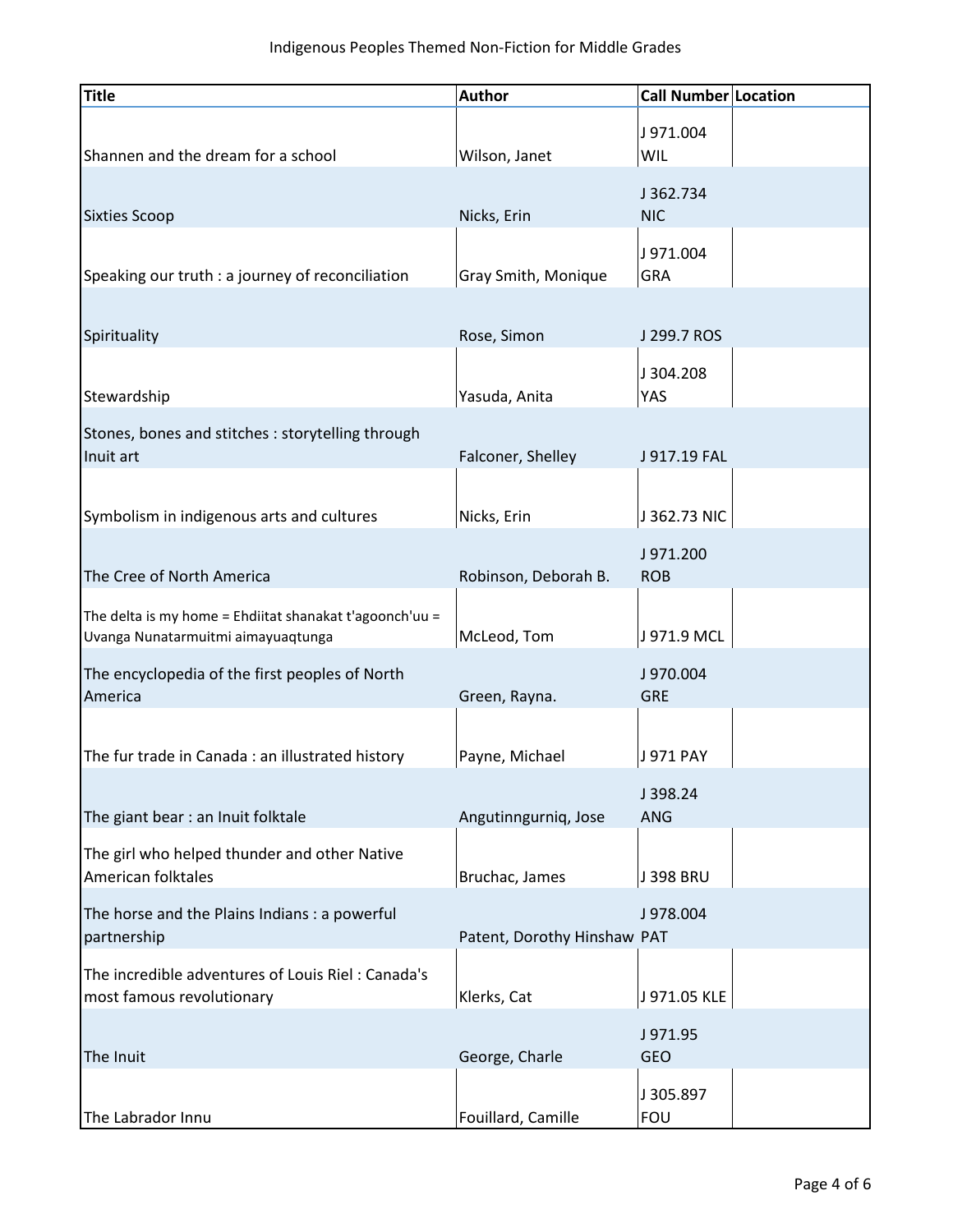| Title | Author | Call Number | Location |
|---|---|---|---|
| Shannen and the dream for a school | Wilson, Janet | J 971.004 WIL | |
| Sixties Scoop | Nicks, Erin | J 362.734 NIC | |
| Speaking our truth : a journey of reconciliation | Gray Smith, Monique | J 971.004 GRA | |
| Spirituality | Rose, Simon | J 299.7 ROS | |
| Stewardship | Yasuda, Anita | J 304.208 YAS | |
| Stones, bones and stitches : storytelling through Inuit art | Falconer, Shelley | J 917.19 FAL | |
| Symbolism in indigenous arts and cultures | Nicks, Erin | J 362.73 NIC | |
| The Cree of North America | Robinson, Deborah B. | J 971.200 ROB | |
| The delta is my home = Ehdiitat shanakat t'agoonch'uu = Uvanga Nunatarmuitmi aimayuaqtunga | McLeod, Tom | J 971.9 MCL | |
| The encyclopedia of the first peoples of North America | Green, Rayna. | J 970.004 GRE | |
| The fur trade in Canada : an illustrated history | Payne, Michael | J 971 PAY | |
| The giant bear : an Inuit folktale | Angutinngurniq, Jose | J 398.24 ANG | |
| The girl who helped thunder and other Native American folktales | Bruchac, James | J 398 BRU | |
| The horse and the Plains Indians : a powerful partnership | Patent, Dorothy Hinshaw | J 978.004 PAT | |
| The incredible adventures of Louis Riel : Canada's most famous revolutionary | Klerks, Cat | J 971.05 KLE | |
| The Inuit | George, Charle | J 971.95 GEO | |
| The Labrador Innu | Fouillard, Camille | J 305.897 FOU | |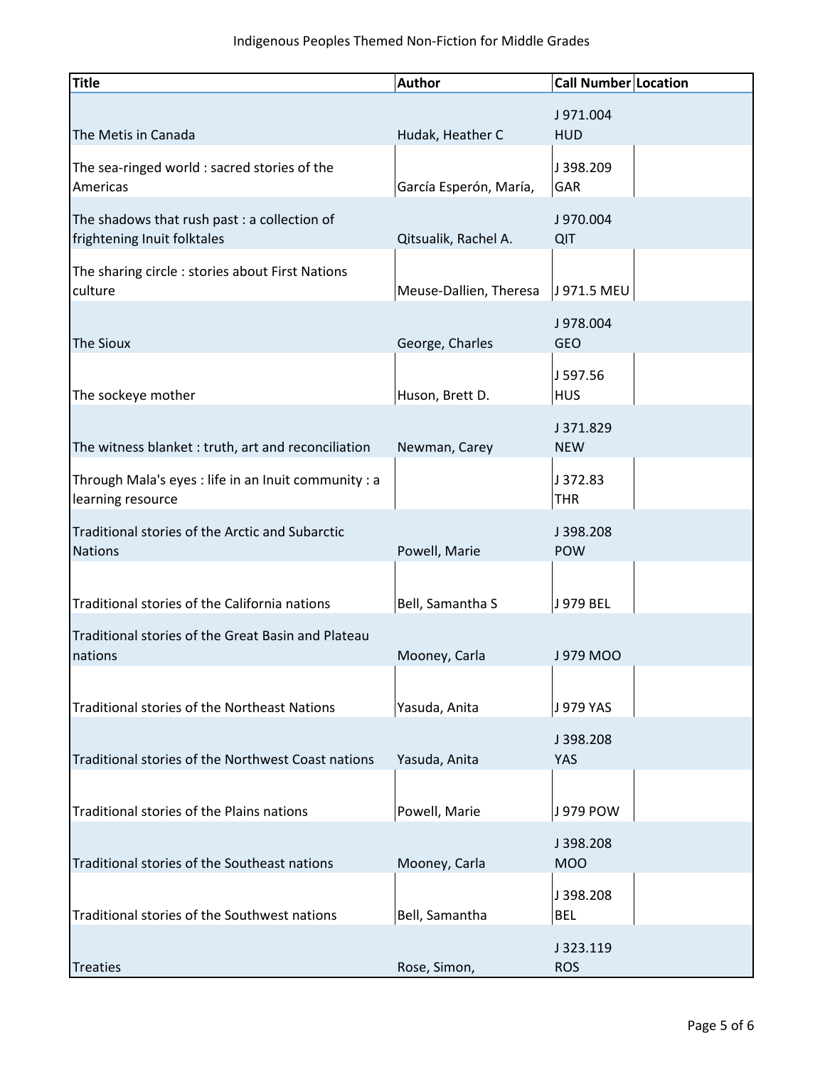| Title | Author | Call Number | Location |
|---|---|---|---|
| The Metis in Canada | Hudak, Heather C | J 971.004 HUD | |
| The sea-ringed world : sacred stories of the Americas | García Esperón, María, | J 398.209 GAR | |
| The shadows that rush past : a collection of frightening Inuit folktales | Qitsualik, Rachel A. | J 970.004 QIT | |
| The sharing circle : stories about First Nations culture | Meuse-Dallien, Theresa | J 971.5 MEU | |
| The Sioux | George, Charles | J 978.004 GEO | |
| The sockeye mother | Huson, Brett D. | J 597.56 HUS | |
| The witness blanket : truth, art and reconciliation | Newman, Carey | J 371.829 NEW | |
| Through Mala's eyes : life in an Inuit community : a learning resource | | J 372.83 THR | |
| Traditional stories of the Arctic and Subarctic Nations | Powell, Marie | J 398.208 POW | |
| Traditional stories of the California nations | Bell, Samantha S | J 979 BEL | |
| Traditional stories of the Great Basin and Plateau nations | Mooney, Carla | J 979 MOO | |
| Traditional stories of the Northeast Nations | Yasuda, Anita | J 979 YAS | |
| Traditional stories of the Northwest Coast nations | Yasuda, Anita | J 398.208 YAS | |
| Traditional stories of the Plains nations | Powell, Marie | J 979 POW | |
| Traditional stories of the Southeast nations | Mooney, Carla | J 398.208 MOO | |
| Traditional stories of the Southwest nations | Bell, Samantha | J 398.208 BEL | |
| Treaties | Rose, Simon, | J 323.119 ROS | |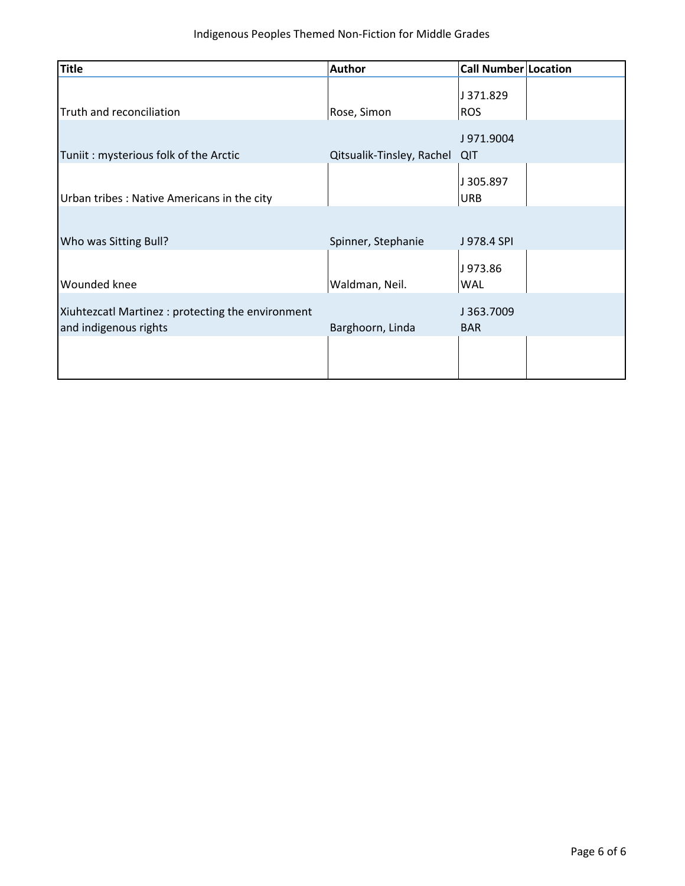| Title | Author | Call Number | Location |
|---|---|---|---|
| Truth and reconciliation | Rose, Simon | J 371.829 ROS | |
| Tuniit : mysterious folk of the Arctic | Qitsualik-Tinsley, Rachel | J 971.9004 QIT | |
| Urban tribes : Native Americans in the city | | J 305.897 URB | |
| Who was Sitting Bull? | Spinner, Stephanie | J 978.4 SPI | |
| Wounded knee | Waldman, Neil. | J 973.86 WAL | |
| Xiuhtezcatl Martinez : protecting the environment and indigenous rights | Barghoorn, Linda | J 363.7009 BAR | |
| | | | |